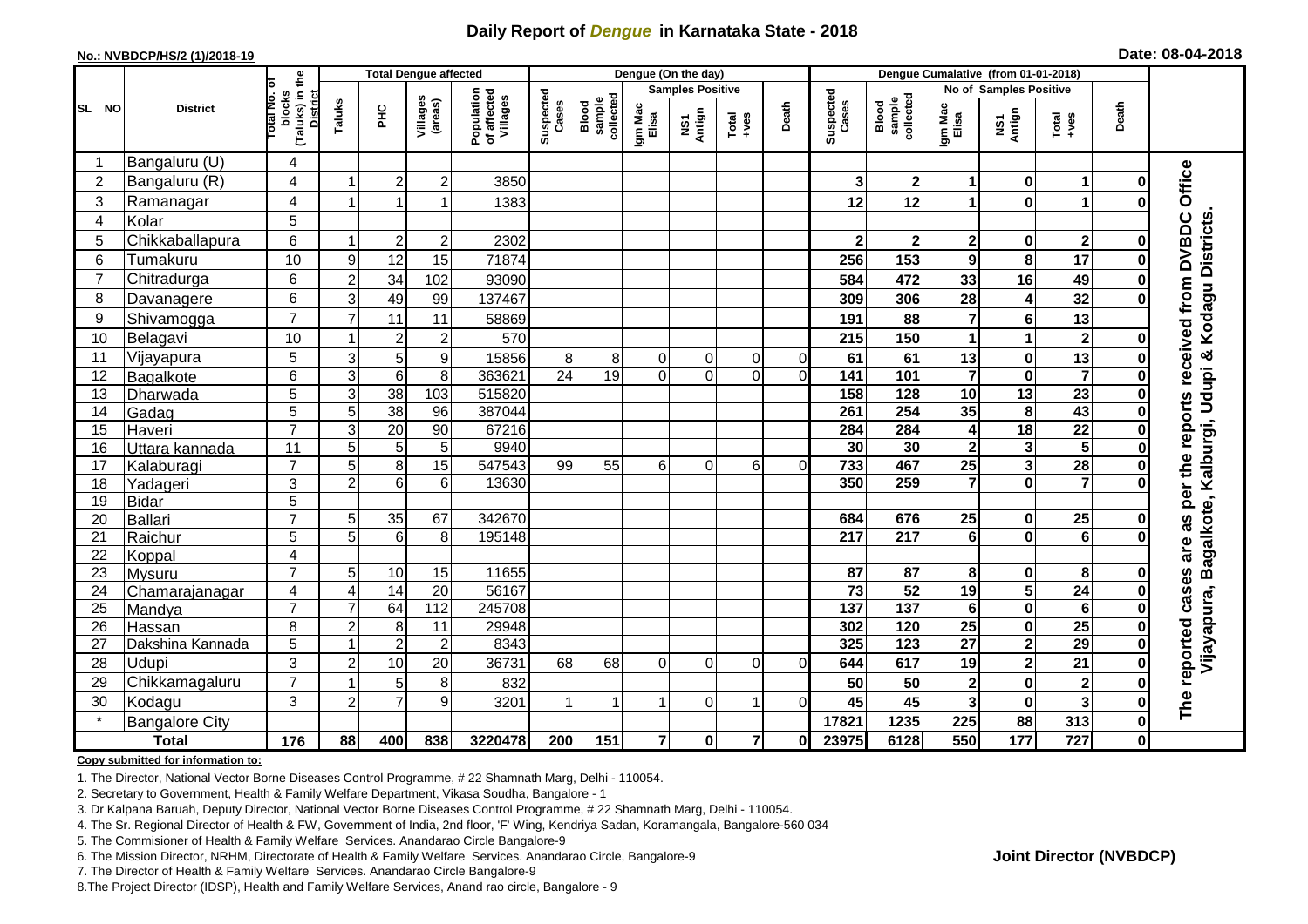# Daily Report of *Dengue* in Karnataka State - 2018

**No.: NVBDCP/HS/2 (1)/2018-19**

**Date: 08-04-2018**

| SL NO | District | Total No. of blocks (Taluks) in the District | Total Dengue affected | | | | Dengue (On the day) | | | | | | | Dengue Cumalative (from 01-01-2018) | | | | | | | |
|---|---|---|---|---|---|---|---|---|---|---|---|---|---|---|---|---|---|---|---|---|
| | | | Taluks | PHC | Villages (areas) | Population of affected Villages | Suspected Cases | Blood sample collected | Samples Positive | | | Death | Suspected Cases | Blood sample collected | No of Samples Positive | | | Death | |
| | | | | | | | | | Igm Mac Elisa | NS1 Antign | Total +ves | | | | Igm Mac Elisa | NS1 Antign | Total +ves | | |
| 1 | Bangaluru (U) | 4 | | | | | | | | | | | | | | | | | The reported cases are as per the reports received from DVBDC Office Vijayapura, Bagalkote, Kalburgi, Udupi & Kodagu Districts. |
| 2 | Bangaluru (R) | 4 | 1 | 2 | 2 | 3850 | | | | | | | 3 | 2 | 1 | 0 | 1 | 0 | |
| 3 | Ramanagar | 4 | 1 | 1 | 1 | 1383 | | | | | | | 12 | 12 | 1 | 0 | 1 | 0 | |
| 4 | Kolar | 5 | | | | | | | | | | | | | | | | | |
| 5 | Chikkaballapura | 6 | 1 | 2 | 2 | 2302 | | | | | | | 2 | 2 | 2 | 0 | 2 | 0 | |
| 6 | Tumakuru | 10 | 9 | 12 | 15 | 71874 | | | | | | | 256 | 153 | 9 | 8 | 17 | 0 | |
| 7 | Chitradurga | 6 | 2 | 34 | 102 | 93090 | | | | | | | 584 | 472 | 33 | 16 | 49 | 0 | |
| 8 | Davanagere | 6 | 3 | 49 | 99 | 137467 | | | | | | | 309 | 306 | 28 | 4 | 32 | 0 | |
| 9 | Shivamogga | 7 | 7 | 11 | 11 | 58869 | | | | | | | 191 | 88 | 7 | 6 | 13 | | |
| 10 | Belagavi | 10 | 1 | 2 | 2 | 570 | | | | | | | 215 | 150 | 1 | 1 | 2 | 0 | |
| 11 | Vijayapura | 5 | 3 | 5 | 9 | 15856 | 8 | 8 | 0 | 0 | 0 | 0 | 61 | 61 | 13 | 0 | 13 | 0 | |
| 12 | Bagalkote | 6 | 3 | 6 | 8 | 363621 | 24 | 19 | 0 | 0 | 0 | 0 | 141 | 101 | 7 | 0 | 7 | 0 | |
| 13 | Dharwada | 5 | 3 | 38 | 103 | 515820 | | | | | | | 158 | 128 | 10 | 13 | 23 | 0 | |
| 14 | Gadag | 5 | 5 | 38 | 96 | 387044 | | | | | | | 261 | 254 | 35 | 8 | 43 | 0 | |
| 15 | Haveri | 7 | 3 | 20 | 90 | 67216 | | | | | | | 284 | 284 | 4 | 18 | 22 | 0 | |
| 16 | Uttara kannada | 11 | 5 | 5 | 5 | 9940 | | | | | | | 30 | 30 | 2 | 3 | 5 | 0 | |
| 17 | Kalaburagi | 7 | 5 | 8 | 15 | 547543 | 99 | 55 | 6 | 0 | 6 | 0 | 733 | 467 | 25 | 3 | 28 | 0 | |
| 18 | Yadageri | 3 | 2 | 6 | 6 | 13630 | | | | | | | 350 | 259 | 7 | 0 | 7 | 0 | |
| 19 | Bidar | 5 | | | | | | | | | | | | | | | | | |
| 20 | Ballari | 7 | 5 | 35 | 67 | 342670 | | | | | | | 684 | 676 | 25 | 0 | 25 | 0 | |
| 21 | Raichur | 5 | 5 | 6 | 8 | 195148 | | | | | | | 217 | 217 | 6 | 0 | 6 | 0 | |
| 22 | Koppal | 4 | | | | | | | | | | | | | | | | | |
| 23 | Mysuru | 7 | 5 | 10 | 15 | 11655 | | | | | | | 87 | 87 | 8 | 0 | 8 | 0 | |
| 24 | Chamarajanagar | 4 | 4 | 14 | 20 | 56167 | | | | | | | 73 | 52 | 19 | 5 | 24 | 0 | |
| 25 | Mandya | 7 | 7 | 64 | 112 | 245708 | | | | | | | 137 | 137 | 6 | 0 | 6 | 0 | |
| 26 | Hassan | 8 | 2 | 8 | 11 | 29948 | | | | | | | 302 | 120 | 25 | 0 | 25 | 0 | |
| 27 | Dakshina Kannada | 5 | 1 | 2 | 2 | 8343 | | | | | | | 325 | 123 | 27 | 2 | 29 | 0 | |
| 28 | Udupi | 3 | 2 | 10 | 20 | 36731 | 68 | 68 | 0 | 0 | 0 | 0 | 644 | 617 | 19 | 2 | 21 | 0 | |
| 29 | Chikkamagaluru | 7 | 1 | 5 | 8 | 832 | | | | | | | 50 | 50 | 2 | 0 | 2 | 0 | |
| 30 | Kodagu | 3 | 2 | 7 | 9 | 3201 | 1 | 1 | 1 | 0 | 1 | 0 | 45 | 45 | 3 | 0 | 3 | 0 | |
| * | Bangalore City | | | | | | | | | | | | 17821 | 1235 | 225 | 88 | 313 | 0 | |
| | **Total** | **176** | **88** | **400** | **838** | **3220478** | **200** | **151** | **7** | **0** | **7** | **0** | **23975** | **6128** | **550** | **177** | **727** | **0** | |

**Copy submitted for information to:**

1. The Director, National Vector Borne Diseases Control Programme, # 22 Shamnath Marg, Delhi - 110054.
2. Secretary to Government, Health & Family Welfare Department, Vikasa Soudha, Bangalore - 1
3. Dr Kalpana Baruah, Deputy Director, National Vector Borne Diseases Control Programme, # 22 Shamnath Marg, Delhi - 110054.
4. The Sr. Regional Director of Health & FW, Government of India, 2nd floor, 'F' Wing, Kendriya Sadan, Koramangala, Bangalore-560 034
5. The Commisioner of Health & Family Welfare Services. Anandarao Circle Bangalore-9
6. The Mission Director, NRHM, Directorate of Health & Family Welfare Services. Anandarao Circle, Bangalore-9
7. The Director of Health & Family Welfare Services. Anandarao Circle Bangalore-9
8. The Project Director (IDSP), Health and Family Welfare Services, Anand rao circle, Bangalore - 9

**Joint Director (NVBDCP)**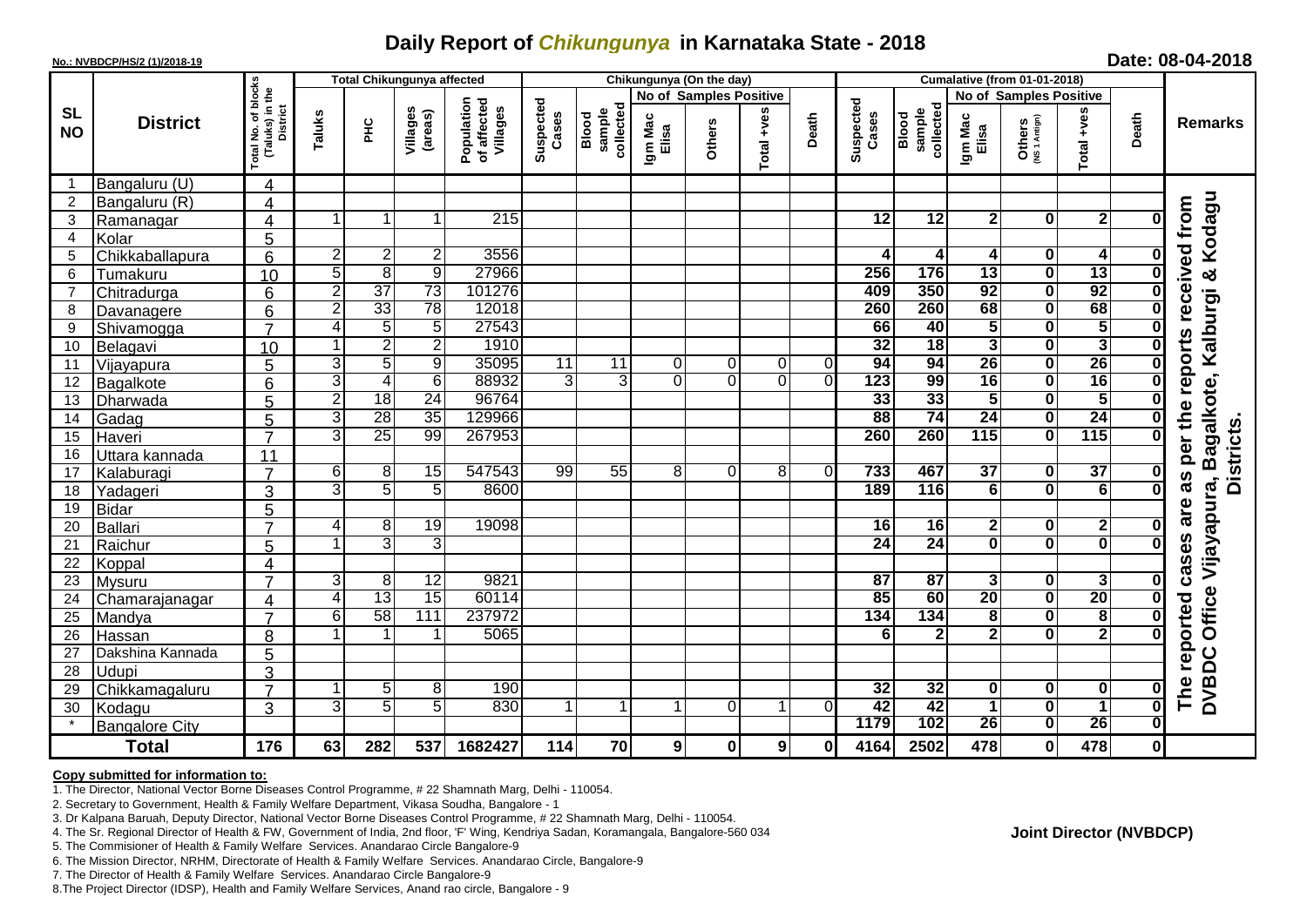# Daily Report of *Chikungunya* in Karnataka State - 2018

**No.: NVBDCP/HS/2 (1)/2018-19**

**Date: 08-04-2018**

| SL NO | District | Total No. of blocks (Taluks) in the District | Total Chikungunya affected | | | | Chikungunya (On the day) | | | | | | | Cumalative (from 01-01-2018) | | | | | | | Remarks |
|---|---|---|---|---|---|---|---|---|---|---|---|---|---|---|---|---|---|---|---|---|---|
| | | | Taluks | PHC | Villages (areas) | Population of affected Villages | Suspected Cases | Blood sample collected | No of Samples Positive | | | Death | Suspected Cases | Blood sample collected | No of Samples Positive | | | Death | |
| | | | | | | | | | Igm Mac Elisa | Others | Total +ves | | | | Igm Mac Elisa | Others (NS 1 Antign) | Total +ves | | |
| 1 | Bangaluru (U) | 4 | | | | | | | | | | | | | | | | | The reported cases are as per the reports received from DVBDC Office Vijayapura, Bagalkote, Kalburgi & Kodagu Districts. |
| 2 | Bangaluru (R) | 4 | | | | | | | | | | | | | | | | | |
| 3 | Ramanagar | 4 | 1 | 1 | 1 | 215 | | | | | | | 12 | 12 | 2 | 0 | 2 | 0 | |
| 4 | Kolar | 5 | | | | | | | | | | | | | | | | | |
| 5 | Chikkaballapura | 6 | 2 | 2 | 2 | 3556 | | | | | | | 4 | 4 | 4 | 0 | 4 | 0 | |
| 6 | Tumakuru | 10 | 5 | 8 | 9 | 27966 | | | | | | | 256 | 176 | 13 | 0 | 13 | 0 | |
| 7 | Chitradurga | 6 | 2 | 37 | 73 | 101276 | | | | | | | 409 | 350 | 92 | 0 | 92 | 0 | |
| 8 | Davanagere | 6 | 2 | 33 | 78 | 12018 | | | | | | | 260 | 260 | 68 | 0 | 68 | 0 | |
| 9 | Shivamogga | 7 | 4 | 5 | 5 | 27543 | | | | | | | 66 | 40 | 5 | 0 | 5 | 0 | |
| 10 | Belagavi | 10 | 1 | 2 | 2 | 1910 | | | | | | | 32 | 18 | 3 | 0 | 3 | 0 | |
| 11 | Vijayapura | 5 | 3 | 5 | 9 | 35095 | 11 | 11 | 0 | 0 | 0 | 0 | 94 | 94 | 26 | 0 | 26 | 0 | |
| 12 | Bagalkote | 6 | 3 | 4 | 6 | 88932 | 3 | 3 | 0 | 0 | 0 | 0 | 123 | 99 | 16 | 0 | 16 | 0 | |
| 13 | Dharwada | 5 | 2 | 18 | 24 | 96764 | | | | | | | 33 | 33 | 5 | 0 | 5 | 0 | |
| 14 | Gadag | 5 | 3 | 28 | 35 | 129966 | | | | | | | 88 | 74 | 24 | 0 | 24 | 0 | |
| 15 | Haveri | 7 | 3 | 25 | 99 | 267953 | | | | | | | 260 | 260 | 115 | 0 | 115 | 0 | |
| 16 | Uttara kannada | 11 | | | | | | | | | | | | | | | | | |
| 17 | Kalaburagi | 7 | 6 | 8 | 15 | 547543 | 99 | 55 | 8 | 0 | 8 | 0 | 733 | 467 | 37 | 0 | 37 | 0 | |
| 18 | Yadageri | 3 | 3 | 5 | 5 | 8600 | | | | | | | 189 | 116 | 6 | 0 | 6 | 0 | |
| 19 | Bidar | 5 | | | | | | | | | | | | | | | | | |
| 20 | Ballari | 7 | 4 | 8 | 19 | 19098 | | | | | | | 16 | 16 | 2 | 0 | 2 | 0 | |
| 21 | Raichur | 5 | 1 | 3 | 3 | | | | | | | | 24 | 24 | 0 | 0 | 0 | 0 | |
| 22 | Koppal | 4 | | | | | | | | | | | | | | | | | |
| 23 | Mysuru | 7 | 3 | 8 | 12 | 9821 | | | | | | | 87 | 87 | 3 | 0 | 3 | 0 | |
| 24 | Chamarajanagar | 4 | 4 | 13 | 15 | 60114 | | | | | | | 85 | 60 | 20 | 0 | 20 | 0 | |
| 25 | Mandya | 7 | 6 | 58 | 111 | 237972 | | | | | | | 134 | 134 | 8 | 0 | 8 | 0 | |
| 26 | Hassan | 8 | 1 | 1 | 1 | 5065 | | | | | | | 6 | 2 | 2 | 0 | 2 | 0 | |
| 27 | Dakshina Kannada | 5 | | | | | | | | | | | | | | | | | |
| 28 | Udupi | 3 | | | | | | | | | | | | | | | | | |
| 29 | Chikkamagaluru | 7 | 1 | 5 | 8 | 190 | | | | | | | 32 | 32 | 0 | 0 | 0 | 0 | |
| 30 | Kodagu | 3 | 3 | 5 | 5 | 830 | 1 | 1 | 1 | 0 | 1 | 0 | 42 | 42 | 1 | 0 | 1 | 0 | |
| * | Bangalore City | | | | | | | | | | | | 1179 | 102 | 26 | 0 | 26 | 0 | |
| | **Total** | **176** | **63** | **282** | **537** | **1682427** | **114** | **70** | **9** | **0** | **9** | **0** | **4164** | **2502** | **478** | **0** | **478** | **0** | |

**Copy submitted for information to:**

1. The Director, National Vector Borne Diseases Control Programme, # 22 Shamnath Marg, Delhi - 110054.
2. Secretary to Government, Health & Family Welfare Department, Vikasa Soudha, Bangalore - 1
3. Dr Kalpana Baruah, Deputy Director, National Vector Borne Diseases Control Programme, # 22 Shamnath Marg, Delhi - 110054.
4. The Sr. Regional Director of Health & FW, Government of India, 2nd floor, 'F' Wing, Kendriya Sadan, Koramangala, Bangalore-560 034
5. The Commisioner of Health & Family Welfare Services. Anandarao Circle Bangalore-9
6. The Mission Director, NRHM, Directorate of Health & Family Welfare Services. Anandarao Circle, Bangalore-9
7. The Director of Health & Family Welfare Services. Anandarao Circle Bangalore-9
8. The Project Director (IDSP), Health and Family Welfare Services, Anand rao circle, Bangalore - 9

**Joint Director (NVBDCP)**